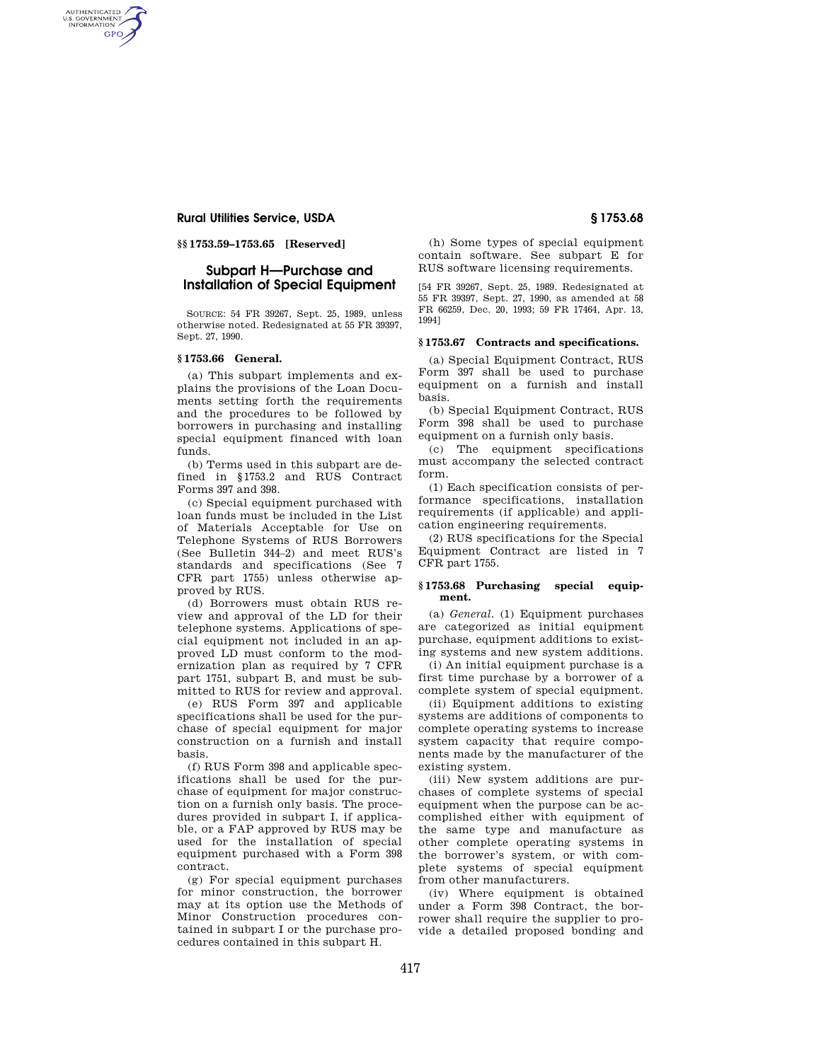## §§ 1753.59–1753.65 [Reserved]

# Subpart H—Purchase and Installation of Special Equipment

SOURCE: 54 FR 39267, Sept. 25, 1989, unless otherwise noted. Redesignated at 55 FR 39397, Sept. 27, 1990.

### § 1753.66 General.

(a) This subpart implements and explains the provisions of the Loan Documents setting forth the requirements and the procedures to be followed by borrowers in purchasing and installing special equipment financed with loan funds.

(b) Terms used in this subpart are defined in §1753.2 and RUS Contract Forms 397 and 398.

(c) Special equipment purchased with loan funds must be included in the List of Materials Acceptable for Use on Telephone Systems of RUS Borrowers (See Bulletin 344–2) and meet RUS's standards and specifications (See 7 CFR part 1755) unless otherwise approved by RUS.

(d) Borrowers must obtain RUS review and approval of the LD for their telephone systems. Applications of special equipment not included in an approved LD must conform to the modernization plan as required by 7 CFR part 1751, subpart B, and must be submitted to RUS for review and approval.

(e) RUS Form 397 and applicable specifications shall be used for the purchase of special equipment for major construction on a furnish and install basis.

(f) RUS Form 398 and applicable specifications shall be used for the purchase of equipment for major construction on a furnish only basis. The procedures provided in subpart I, if applicable, or a FAP approved by RUS may be used for the installation of special equipment purchased with a Form 398 contract.

(g) For special equipment purchases for minor construction, the borrower may at its option use the Methods of Minor Construction procedures contained in subpart I or the purchase procedures contained in this subpart H.

(h) Some types of special equipment contain software. See subpart E for RUS software licensing requirements.

[54 FR 39267, Sept. 25, 1989. Redesignated at 55 FR 39397, Sept. 27, 1990, as amended at 58 FR 66259, Dec. 20, 1993; 59 FR 17464, Apr. 13, 1994]

### § 1753.67 Contracts and specifications.

(a) Special Equipment Contract, RUS Form 397 shall be used to purchase equipment on a furnish and install basis.

(b) Special Equipment Contract, RUS Form 398 shall be used to purchase equipment on a furnish only basis.

(c) The equipment specifications must accompany the selected contract form.

(1) Each specification consists of performance specifications, installation requirements (if applicable) and application engineering requirements.

(2) RUS specifications for the Special Equipment Contract are listed in 7 CFR part 1755.

### § 1753.68 Purchasing special equipment.

(a) *General.* (1) Equipment purchases are categorized as initial equipment purchase, equipment additions to existing systems and new system additions.

(i) An initial equipment purchase is a first time purchase by a borrower of a complete system of special equipment.

(ii) Equipment additions to existing systems are additions of components to complete operating systems to increase system capacity that require components made by the manufacturer of the existing system.

(iii) New system additions are purchases of complete systems of special equipment when the purpose can be accomplished either with equipment of the same type and manufacture as other complete operating systems in the borrower's system, or with complete systems of special equipment from other manufacturers.

(iv) Where equipment is obtained under a Form 398 Contract, the borrower shall require the supplier to provide a detailed proposed bonding and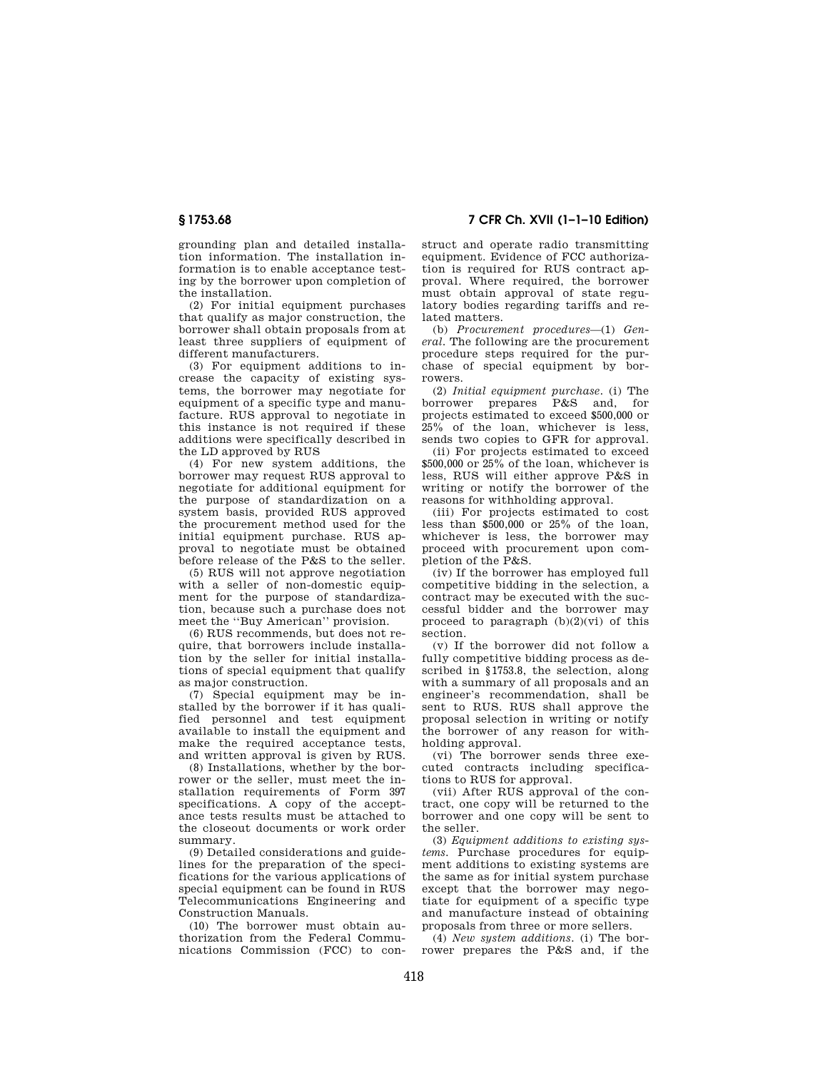grounding plan and detailed installation information. The installation information is to enable acceptance testing by the borrower upon completion of the installation.

(2) For initial equipment purchases that qualify as major construction, the borrower shall obtain proposals from at least three suppliers of equipment of different manufacturers.

(3) For equipment additions to increase the capacity of existing systems, the borrower may negotiate for equipment of a specific type and manufacture. RUS approval to negotiate in this instance is not required if these additions were specifically described in the LD approved by RUS

(4) For new system additions, the borrower may request RUS approval to negotiate for additional equipment for the purpose of standardization on a system basis, provided RUS approved the procurement method used for the initial equipment purchase. RUS approval to negotiate must be obtained before release of the P&S to the seller.

(5) RUS will not approve negotiation with a seller of non-domestic equipment for the purpose of standardization, because such a purchase does not meet the "Buy American" provision.

(6) RUS recommends, but does not require, that borrowers include installation by the seller for initial installations of special equipment that qualify as major construction.

(7) Special equipment may be installed by the borrower if it has qualified personnel and test equipment available to install the equipment and make the required acceptance tests, and written approval is given by RUS.

(8) Installations, whether by the borrower or the seller, must meet the installation requirements of Form 397 specifications. A copy of the acceptance tests results must be attached to the closeout documents or work order summary.

(9) Detailed considerations and guidelines for the preparation of the specifications for the various applications of special equipment can be found in RUS Telecommunications Engineering and Construction Manuals.

(10) The borrower must obtain authorization from the Federal Communications Commission (FCC) to construct and operate radio transmitting equipment. Evidence of FCC authorization is required for RUS contract approval. Where required, the borrower must obtain approval of state regulatory bodies regarding tariffs and related matters.

(b) *Procurement procedures*—(1) *General.* The following are the procurement procedure steps required for the purchase of special equipment by borrowers.

(2) *Initial equipment purchase.* (i) The borrower prepares P&S and, for projects estimated to exceed $500,000 or 25% of the loan, whichever is less, sends two copies to GFR for approval.

(ii) For projects estimated to exceed $500,000 or 25% of the loan, whichever is less, RUS will either approve P&S in writing or notify the borrower of the reasons for withholding approval.

(iii) For projects estimated to cost less than $500,000 or 25% of the loan, whichever is less, the borrower may proceed with procurement upon completion of the P&S.

(iv) If the borrower has employed full competitive bidding in the selection, a contract may be executed with the successful bidder and the borrower may proceed to paragraph (b)(2)(vi) of this section.

(v) If the borrower did not follow a fully competitive bidding process as described in §1753.8, the selection, along with a summary of all proposals and an engineer's recommendation, shall be sent to RUS. RUS shall approve the proposal selection in writing or notify the borrower of any reason for withholding approval.

(vi) The borrower sends three executed contracts including specifications to RUS for approval.

(vii) After RUS approval of the contract, one copy will be returned to the borrower and one copy will be sent to the seller.

(3) *Equipment additions to existing systems.* Purchase procedures for equipment additions to existing systems are the same as for initial system purchase except that the borrower may negotiate for equipment of a specific type and manufacture instead of obtaining proposals from three or more sellers.

(4) *New system additions.* (i) The borrower prepares the P&S and, if the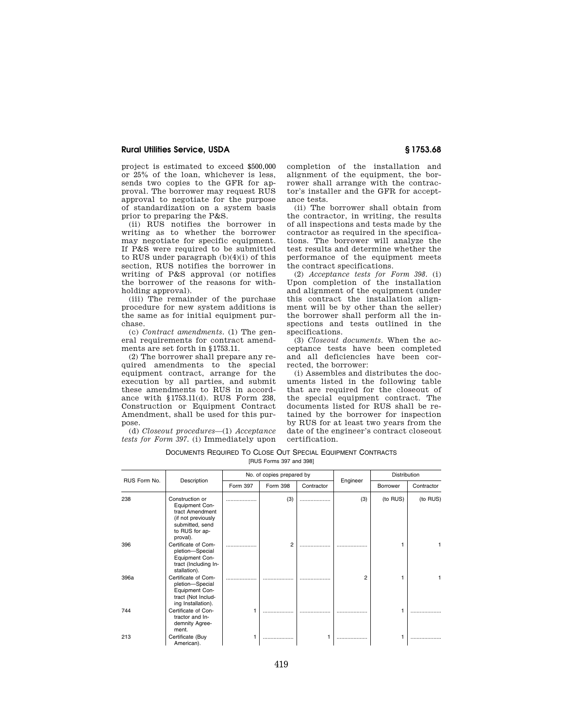project is estimated to exceed $500,000 or 25% of the loan, whichever is less, sends two copies to the GFR for approval. The borrower may request RUS approval to negotiate for the purpose of standardization on a system basis prior to preparing the P&S.

(ii) RUS notifies the borrower in writing as to whether the borrower may negotiate for specific equipment. If P&S were required to be submitted to RUS under paragraph (b)(4)(i) of this section, RUS notifies the borrower in writing of P&S approval (or notifies the borrower of the reasons for withholding approval).

(iii) The remainder of the purchase procedure for new system additions is the same as for initial equipment purchase.

(c) *Contract amendments.* (1) The general requirements for contract amendments are set forth in §1753.11.

(2) The borrower shall prepare any required amendments to the special equipment contract, arrange for the execution by all parties, and submit these amendments to RUS in accordance with §1753.11(d). RUS Form 238, Construction or Equipment Contract Amendment, shall be used for this purpose.

(d) *Closeout procedures*—(1) *Acceptance tests for Form 397.* (i) Immediately upon completion of the installation and alignment of the equipment, the borrower shall arrange with the contractor's installer and the GFR for acceptance tests.

(ii) The borrower shall obtain from the contractor, in writing, the results of all inspections and tests made by the contractor as required in the specifications. The borrower will analyze the test results and determine whether the performance of the equipment meets the contract specifications.

(2) *Acceptance tests for Form 398.* (i) Upon completion of the installation and alignment of the equipment (under this contract the installation alignment will be by other than the seller) the borrower shall perform all the inspections and tests outlined in the specifications.

(3) *Closeout documents.* When the acceptance tests have been completed and all deficiencies have been corrected, the borrower:

(i) Assembles and distributes the documents listed in the following table that are required for the closeout of the special equipment contract. The documents listed for RUS shall be retained by the borrower for inspection by RUS for at least two years from the date of the engineer's contract closeout certification.

DOCUMENTS REQUIRED TO CLOSE OUT SPECIAL EQUIPMENT CONTRACTS

[RUS Forms 397 and 398]

| RUS Form No. | Description | No. of copies prepared by | | | Engineer | Distribution | |
|---|---|---|---|---|---|---|---|
| | | Form 397 | Form 398 | Contractor | | Borrower | Contractor |
| 238 | Construction or Equipment Contract Amendment (if not previously submitted, send to RUS for approval). | .................... | (3) | .................... | (3) | (to RUS) | (to RUS) |
| 396 | Certificate of Completion—Special Equipment Contract (Including Installation). | .................... | 2 | .................... | .................... | 1 | 1 |
| 396a | Certificate of Completion—Special Equipment Contract (Not Including Installation). | .................... | .................... | .................... | 2 | 1 | 1 |
| 744 | Certificate of Contractor and Indemnity Agreement. | 1 | .................... | .................... | .................... | 1 | .................... |
| 213 | Certificate (Buy American). | 1 | .................... | 1 | .................... | 1 | .................... |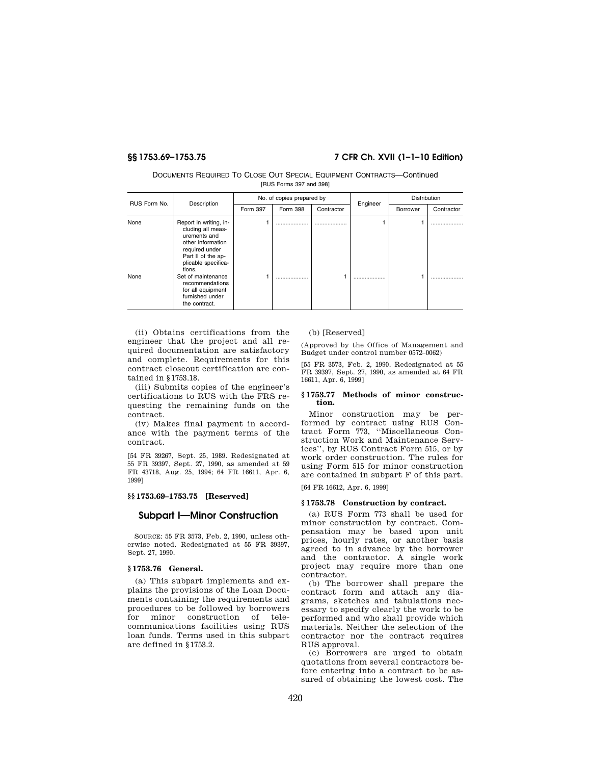DOCUMENTS REQUIRED TO CLOSE OUT SPECIAL EQUIPMENT CONTRACTS—Continued

[RUS Forms 397 and 398]

| RUS Form No. | Description | No. of copies prepared by | | | Engineer | Distribution | |
|---|---|---|---|---|---|---|---|
| | | Form 397 | Form 398 | Contractor | | Borrower | Contractor |
| None | Report in writing, including all measurements and other information required under Part II of the applicable specifications. | 1 | .................... | .................... | 1 | 1 | .................... |
| None | Set of maintenance recommendations for all equipment furnished under the contract. | 1 | .................... | 1 | .................... | 1 | .................... |

(ii) Obtains certifications from the engineer that the project and all required documentation are satisfactory and complete. Requirements for this contract closeout certification are contained in §1753.18.

(iii) Submits copies of the engineer's certifications to RUS with the FRS requesting the remaining funds on the contract.

(iv) Makes final payment in accordance with the payment terms of the contract.

[54 FR 39267, Sept. 25, 1989. Redesignated at 55 FR 39397, Sept. 27, 1990, as amended at 59 FR 43718, Aug. 25, 1994; 64 FR 16611, Apr. 6, 1999]

### §§ 1753.69–1753.75 [Reserved]

## Subpart I—Minor Construction

SOURCE: 55 FR 3573, Feb. 2, 1990, unless otherwise noted. Redesignated at 55 FR 39397, Sept. 27, 1990.

### § 1753.76 General.

(a) This subpart implements and explains the provisions of the Loan Documents containing the requirements and procedures to be followed by borrowers for minor construction of telecommunications facilities using RUS loan funds. Terms used in this subpart are defined in §1753.2.

(b) [Reserved]

(Approved by the Office of Management and Budget under control number 0572–0062)

[55 FR 3573, Feb. 2, 1990. Redesignated at 55 FR 39397, Sept. 27, 1990, as amended at 64 FR 16611, Apr. 6, 1999]

### § 1753.77 Methods of minor construction.

Minor construction may be performed by contract using RUS Contract Form 773, ''Miscellaneous Construction Work and Maintenance Services'', by RUS Contract Form 515, or by work order construction. The rules for using Form 515 for minor construction are contained in subpart F of this part.

[64 FR 16612, Apr. 6, 1999]

### § 1753.78 Construction by contract.

(a) RUS Form 773 shall be used for minor construction by contract. Compensation may be based upon unit prices, hourly rates, or another basis agreed to in advance by the borrower and the contractor. A single work project may require more than one contractor.

(b) The borrower shall prepare the contract form and attach any diagrams, sketches and tabulations necessary to specify clearly the work to be performed and who shall provide which materials. Neither the selection of the contractor nor the contract requires RUS approval.

(c) Borrowers are urged to obtain quotations from several contractors before entering into a contract to be assured of obtaining the lowest cost. The